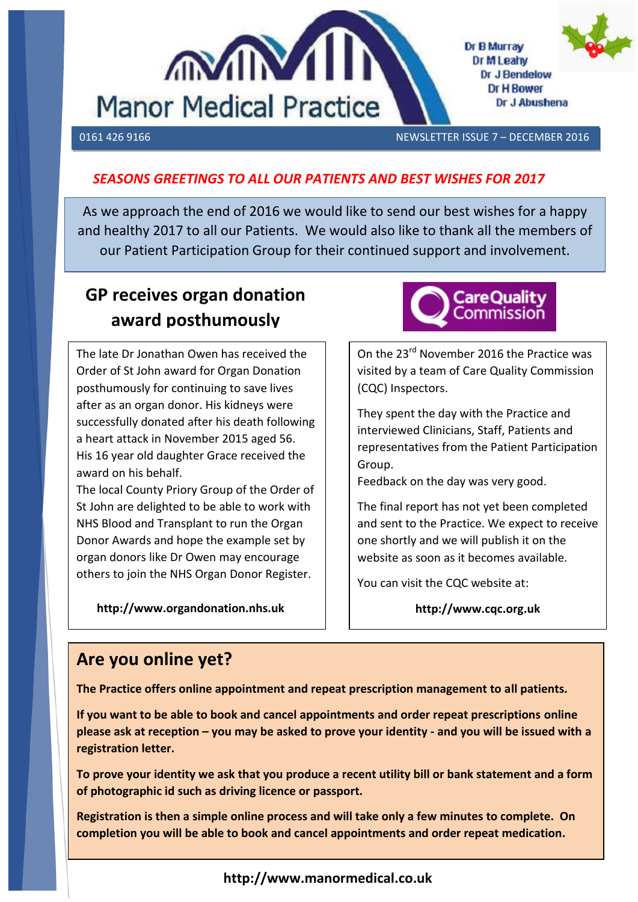# Manor Medical Practice

Dr B Murray
Dr M Leahy
Dr J Bendelow
Dr H Bower
Dr J Abushena

0161 426 9166 — NEWSLETTER ISSUE 7 – DECEMBER 2016

***SEASONS GREETINGS TO ALL OUR PATIENTS AND BEST WISHES FOR 2017***

As we approach the end of 2016 we would like to send our best wishes for a happy and healthy 2017 to all our Patients. We would also like to thank all the members of our Patient Participation Group for their continued support and involvement.

## GP receives organ donation award posthumously

The late Dr Jonathan Owen has received the Order of St John award for Organ Donation posthumously for continuing to save lives after as an organ donor. His kidneys were successfully donated after his death following a heart attack in November 2015 aged 56. His 16 year old daughter Grace received the award on his behalf.

The local County Priory Group of the Order of St John are delighted to be able to work with NHS Blood and Transplant to run the Organ Donor Awards and hope the example set by organ donors like Dr Owen may encourage others to join the NHS Organ Donor Register.

**http://www.organdonation.nhs.uk**

## Care Quality Commission

On the 23rd November 2016 the Practice was visited by a team of Care Quality Commission (CQC) Inspectors.

They spent the day with the Practice and interviewed Clinicians, Staff, Patients and representatives from the Patient Participation Group.

Feedback on the day was very good.

The final report has not yet been completed and sent to the Practice. We expect to receive one shortly and we will publish it on the website as soon as it becomes available.

You can visit the CQC website at:

**http://www.cqc.org.uk**

## Are you online yet?

**The Practice offers online appointment and repeat prescription management to all patients.**

**If you want to be able to book and cancel appointments and order repeat prescriptions online please ask at reception – you may be asked to prove your identity - and you will be issued with a registration letter.**

**To prove your identity we ask that you produce a recent utility bill or bank statement and a form of photographic id such as driving licence or passport.**

**Registration is then a simple online process and will take only a few minutes to complete. On completion you will be able to book and cancel appointments and order repeat medication.**

**http://www.manormedical.co.uk**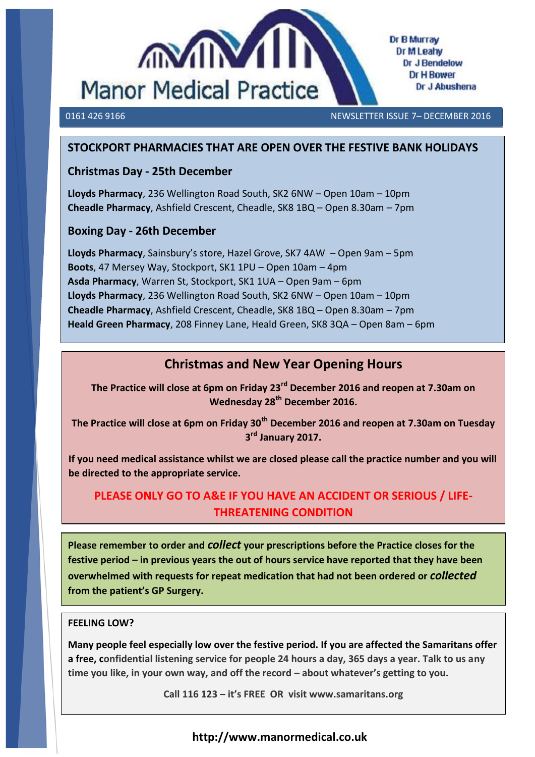# Manor Medical Practice

Dr B Murray
Dr M Leahy
Dr J Bendelow
Dr H Bower
Dr J Abushena

0161 426 9166 NEWSLETTER ISSUE 7– DECEMBER 2016

## STOCKPORT PHARMACIES THAT ARE OPEN OVER THE FESTIVE BANK HOLIDAYS

### Christmas Day - 25th December

**Lloyds Pharmacy**, 236 Wellington Road South, SK2 6NW – Open 10am – 10pm
**Cheadle Pharmacy**, Ashfield Crescent, Cheadle, SK8 1BQ – Open 8.30am – 7pm

### Boxing Day - 26th December

**Lloyds Pharmacy**, Sainsbury's store, Hazel Grove, SK7 4AW – Open 9am – 5pm
**Boots**, 47 Mersey Way, Stockport, SK1 1PU – Open 10am – 4pm
**Asda Pharmacy**, Warren St, Stockport, SK1 1UA – Open 9am – 6pm
**Lloyds Pharmacy**, 236 Wellington Road South, SK2 6NW – Open 10am – 10pm
**Cheadle Pharmacy**, Ashfield Crescent, Cheadle, SK8 1BQ – Open 8.30am – 7pm
**Heald Green Pharmacy**, 208 Finney Lane, Heald Green, SK8 3QA – Open 8am – 6pm

## Christmas and New Year Opening Hours

**The Practice will close at 6pm on Friday 23rd December 2016 and reopen at 7.30am on Wednesday 28th December 2016.**

**The Practice will close at 6pm on Friday 30th December 2016 and reopen at 7.30am on Tuesday 3rd January 2017.**

**If you need medical assistance whilst we are closed please call the practice number and you will be directed to the appropriate service.**

**PLEASE ONLY GO TO A&E IF YOU HAVE AN ACCIDENT OR SERIOUS / LIFE-THREATENING CONDITION**

**Please remember to order and *collect* your prescriptions before the Practice closes for the festive period – in previous years the out of hours service have reported that they have been overwhelmed with requests for repeat medication that had not been ordered or *collected* from the patient's GP Surgery.**

**FEELING LOW?**

**Many people feel especially low over the festive period. If you are affected the Samaritans offer a free, confidential listening service for people 24 hours a day, 365 days a year. Talk to us any time you like, in your own way, and off the record – about whatever's getting to you.**

**Call 116 123 – it's FREE OR visit www.samaritans.org**

**http://www.manormedical.co.uk**